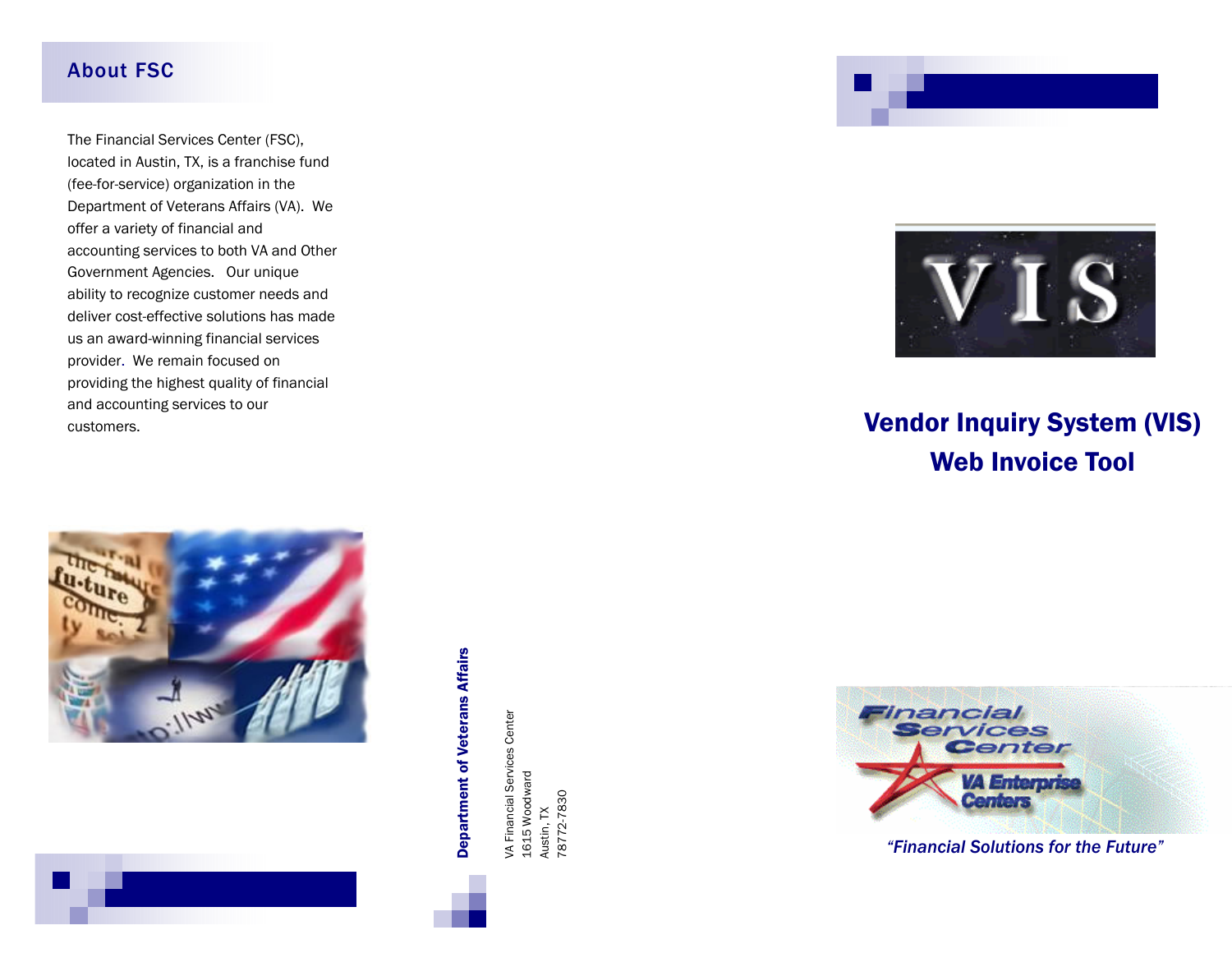## About FSC

The Financial Services Center (FSC), located in Austin, TX, is a franchise fund (fee-for-service) organization in the Department of Veterans Affairs (VA). We offer a variety of financial and accounting services to both VA and Other Government Agencies. Our unique ability to recognize customer needs and deliver cost-effective solutions has made us an award-winning financial services provider. We remain focused on providing the highest quality of financial and accounting services to our customers.

**Department of Veterans Affairs**

VA Financial Services Center
1615 Woodward
Austin, TX
78772-7830

VIS

# Vendor Inquiry System (VIS) Web Invoice Tool

Financial Services Center
VA Enterprise Centers

*"Financial Solutions for the Future"*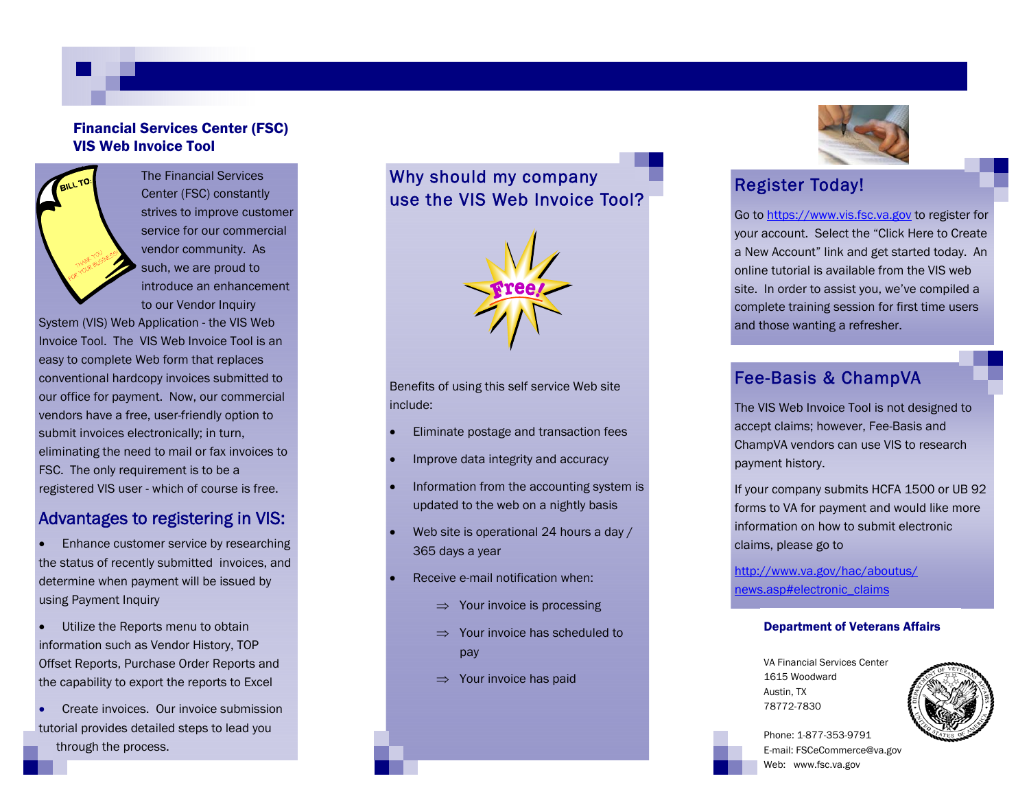**Financial Services Center (FSC)**
**VIS Web Invoice Tool**

The Financial Services Center (FSC) constantly strives to improve customer service for our commercial vendor community. As such, we are proud to introduce an enhancement to our Vendor Inquiry System (VIS) Web Application - the VIS Web Invoice Tool. The VIS Web Invoice Tool is an easy to complete Web form that replaces conventional hardcopy invoices submitted to our office for payment. Now, our commercial vendors have a free, user-friendly option to submit invoices electronically; in turn, eliminating the need to mail or fax invoices to FSC. The only requirement is to be a registered VIS user - which of course is free.

## Advantages to registering in VIS:

- Enhance customer service by researching the status of recently submitted invoices, and determine when payment will be issued by using Payment Inquiry
- Utilize the Reports menu to obtain information such as Vendor History, TOP Offset Reports, Purchase Order Reports and the capability to export the reports to Excel
- Create invoices. Our invoice submission tutorial provides detailed steps to lead you through the process.

## Why should my company use the VIS Web Invoice Tool?

Free!

Benefits of using this self service Web site include:

- Eliminate postage and transaction fees
- Improve data integrity and accuracy
- Information from the accounting system is updated to the web on a nightly basis
- Web site is operational 24 hours a day / 365 days a year
- Receive e-mail notification when:
  - ⇒ Your invoice is processing
  - ⇒ Your invoice has scheduled to pay
  - ⇒ Your invoice has paid

## Register Today!

Go to https://www.vis.fsc.va.gov to register for your account. Select the “Click Here to Create a New Account” link and get started today. An online tutorial is available from the VIS web site. In order to assist you, we’ve compiled a complete training session for first time users and those wanting a refresher.

## Fee-Basis & ChampVA

The VIS Web Invoice Tool is not designed to accept claims; however, Fee-Basis and ChampVA vendors can use VIS to research payment history.

If your company submits HCFA 1500 or UB 92 forms to VA for payment and would like more information on how to submit electronic claims, please go to

http://www.va.gov/hac/aboutus/news.asp#electronic_claims

**Department of Veterans Affairs**

VA Financial Services Center
1615 Woodward
Austin, TX
78772-7830

Phone: 1-877-353-9791
E-mail: FSCeCommerce@va.gov
Web: www.fsc.va.gov